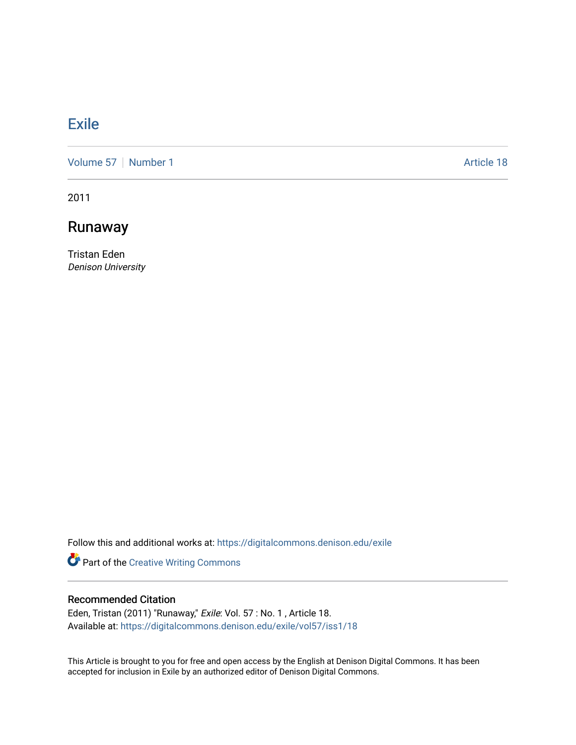# Exile

Volume 57 | Number 1 Article 18

2011

## Runaway

Tristan Eden
*Denison University*

Follow this and additional works at: https://digitalcommons.denison.edu/exile

Part of the Creative Writing Commons

### Recommended Citation

Eden, Tristan (2011) "Runaway," *Exile*: Vol. 57 : No. 1 , Article 18.
Available at: https://digitalcommons.denison.edu/exile/vol57/iss1/18

This Article is brought to you for free and open access by the English at Denison Digital Commons. It has been accepted for inclusion in Exile by an authorized editor of Denison Digital Commons.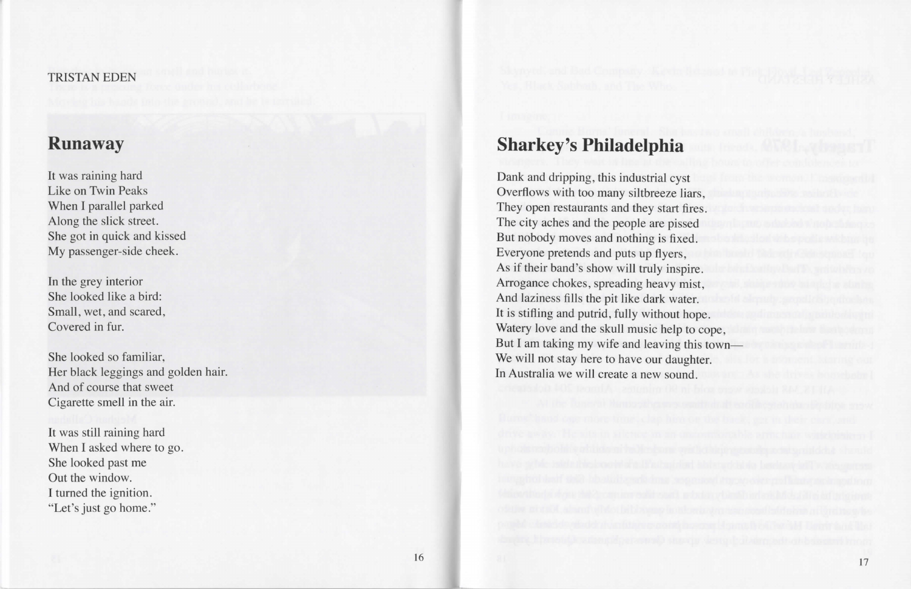TRISTAN EDEN

## Runaway

It was raining hard  
Like on Twin Peaks  
When I parallel parked  
Along the slick street.  
She got in quick and kissed  
My passenger-side cheek.

In the grey interior  
She looked like a bird:  
Small, wet, and scared,  
Covered in fur.

She looked so familiar,  
Her black leggings and golden hair.  
And of course that sweet  
Cigarette smell in the air.

It was still raining hard  
When I asked where to go.  
She looked past me  
Out the window.  
I turned the ignition.  
"Let's just go home."

## Sharkey's Philadelphia

Dank and dripping, this industrial cyst  
Overflows with too many siltbreeze liars,  
They open restaurants and they start fires.  
The city aches and the people are pissed  
But nobody moves and nothing is fixed.  
Everyone pretends and puts up flyers,  
As if their band's show will truly inspire.  
Arrogance chokes, spreading heavy mist,  
And laziness fills the pit like dark water.  
It is stifling and putrid, fully without hope.  
Watery love and the skull music help to cope,  
But I am taking my wife and leaving this town—  
We will not stay here to have our daughter.  
In Australia we will create a new sound.